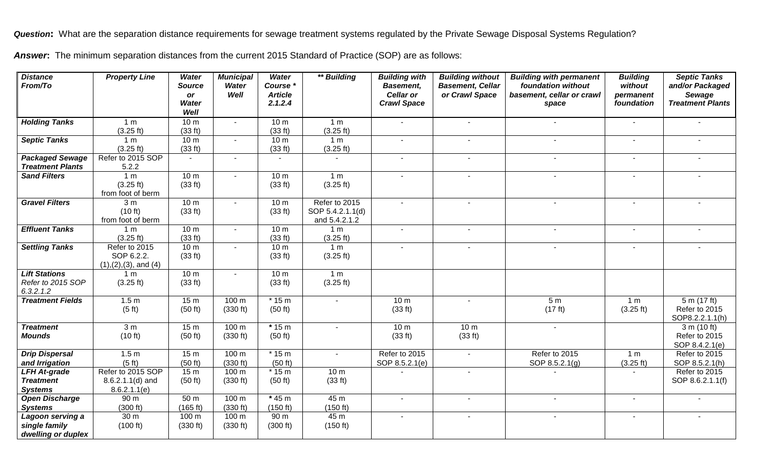***Question*:** What are the separation distance requirements for sewage treatment systems regulated by the Private Sewage Disposal Systems Regulation?

***Answer*:** The minimum separation distances from the current 2015 Standard of Practice (SOP) are as follows:

| *Distance From/To* | *Property Line* | *Water Source or Water Well* | *Municipal Water Well* | *Water Course \* Article 2.1.2.4* | *\*\* Building* | *Building with Basement, Cellar or Crawl Space* | *Building without Basement, Cellar or Crawl Space* | *Building with permanent foundation without basement, cellar or crawl space* | *Building without permanent foundation* | *Septic Tanks and/or Packaged Sewage Treatment Plants* |
|---|---|---|---|---|---|---|---|---|---|---|
| ***Holding Tanks*** | 1 m (3.25 ft) | 10 m (33 ft) | - | 10 m (33 ft) | 1 m (3.25 ft) | - | - | - | - | - |
| ***Septic Tanks*** | 1 m (3.25 ft) | 10 m (33 ft) | - | 10 m (33 ft) | 1 m (3.25 ft) | - | - | - | - | - |
| ***Packaged Sewage Treatment Plants*** | Refer to 2015 SOP 5.2.2 | - | - | - | - | - | - | - | - | - |
| ***Sand Filters*** | 1 m (3.25 ft) from foot of berm | 10 m (33 ft) | - | 10 m (33 ft) | 1 m (3.25 ft) | - | - | - | - | - |
| ***Gravel Filters*** | 3 m (10 ft) from foot of berm | 10 m (33 ft) | - | 10 m (33 ft) | Refer to 2015 SOP 5.4.2.1.1(d) and 5.4.2.1.2 | - | - | - | - | - |
| ***Effluent Tanks*** | 1 m (3.25 ft) | 10 m (33 ft) | - | 10 m (33 ft) | 1 m (3.25 ft) | - | - | - | - | - |
| ***Settling Tanks*** | Refer to 2015 SOP 6.2.2. (1),(2),(3), and (4) | 10 m (33 ft) | - | 10 m (33 ft) | 1 m (3.25 ft) | - | - | - | - | - |
| ***Lift Stations*** *Refer to 2015 SOP 6.3.2.1.2* | 1 m (3.25 ft) | 10 m (33 ft) | - | 10 m (33 ft) | 1 m (3.25 ft) | | | | | |
| ***Treatment Fields*** | 1.5 m (5 ft) | 15 m (50 ft) | 100 m (330 ft) | \* 15 m (50 ft) | - | 10 m (33 ft) | - | 5 m (17 ft) | 1 m (3.25 ft) | 5 m (17 ft) Refer to 2015 SOP8.2.2.1.1(h) |
| ***Treatment Mounds*** | 3 m (10 ft) | 15 m (50 ft) | 100 m (330 ft) | **\*** 15 m (50 ft) | - | 10 m (33 ft) | 10 m (33 ft) | - | | 3 m (10 ft) Refer to 2015 SOP 8.4.2.1(e) |
| ***Drip Dispersal and Irrigation*** | 1.5 m (5 ft) | 15 m (50 ft) | 100 m (330 ft) | \* 15 m (50 ft) | - | Refer to 2015 SOP 8.5.2.1(e) | - | Refer to 2015 SOP 8.5.2.1(g) | 1 m (3.25 ft) | Refer to 2015 SOP 8.5.2.1(h) |
| ***LFH At-grade Treatment Systems*** | Refer to 2015 SOP 8.6.2.1.1(d) and 8.6.2.1.1(e) | 15 m (50 ft) | 100 m (330 ft) | \* 15 m (50 ft) | 10 m (33 ft) | - | - | - | - | Refer to 2015 SOP 8.6.2.1.1(f) |
| ***Open Discharge Systems*** | 90 m (300 ft) | 50 m (165 ft) | 100 m (330 ft) | **\*** 45 m (150 ft) | 45 m (150 ft) | - | - | - | - | - |
| ***Lagoon serving a single family dwelling or duplex*** | 30 m (100 ft) | 100 m (330 ft) | 100 m (330 ft) | 90 m (300 ft) | 45 m (150 ft) | - | - | - | - | - |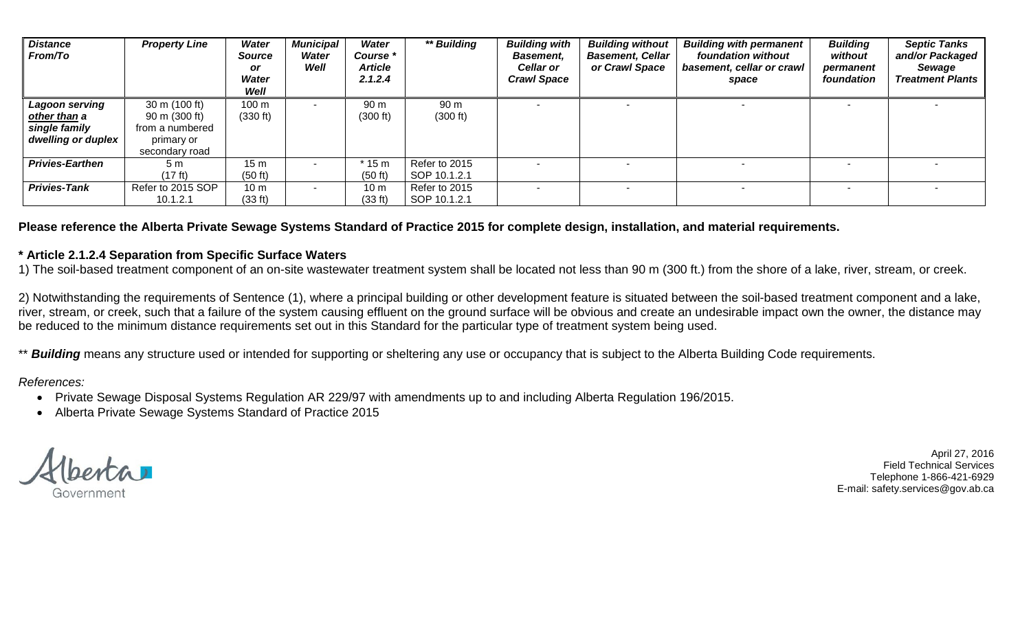| *Distance From/To* | *Property Line* | *Water Source or Water Well* | *Municipal Water Well* | *Water Course * Article 2.1.2.4* | *** Building* | *Building with Basement, Cellar or Crawl Space* | *Building without Basement, Cellar or Crawl Space* | *Building with permanent foundation without basement, cellar or crawl space* | *Building without permanent foundation* | *Septic Tanks and/or Packaged Sewage Treatment Plants* |
|---|---|---|---|---|---|---|---|---|---|---|
| ***Lagoon serving <u>other than</u> a single family dwelling or duplex*** | 30 m (100 ft) 90 m (300 ft) from a numbered primary or secondary road | 100 m (330 ft) | - | 90 m (300 ft) | 90 m (300 ft) | - | - | - | - | - |
| ***Privies-Earthen*** | 5 m (17 ft) | 15 m (50 ft) | - | * 15 m (50 ft) | Refer to 2015 SOP 10.1.2.1 | - | - | - | - | - |
| ***Privies-Tank*** | Refer to 2015 SOP 10.1.2.1 | 10 m (33 ft) | - | 10 m (33 ft) | Refer to 2015 SOP 10.1.2.1 | - | - | - | - | - |

**Please reference the Alberta Private Sewage Systems Standard of Practice 2015 for complete design, installation, and material requirements.**

**\* Article 2.1.2.4 Separation from Specific Surface Waters**

1) The soil-based treatment component of an on-site wastewater treatment system shall be located not less than 90 m (300 ft.) from the shore of a lake, river, stream, or creek.

2) Notwithstanding the requirements of Sentence (1), where a principal building or other development feature is situated between the soil-based treatment component and a lake, river, stream, or creek, such that a failure of the system causing effluent on the ground surface will be obvious and create an undesirable impact own the owner, the distance may be reduced to the minimum distance requirements set out in this Standard for the particular type of treatment system being used.

** ***Building*** means any structure used or intended for supporting or sheltering any use or occupancy that is subject to the Alberta Building Code requirements.

*References:*

- Private Sewage Disposal Systems Regulation AR 229/97 with amendments up to and including Alberta Regulation 196/2015.
- Alberta Private Sewage Systems Standard of Practice 2015

Alberta Government

April 27, 2016
Field Technical Services
Telephone 1-866-421-6929
E-mail: safety.services@gov.ab.ca